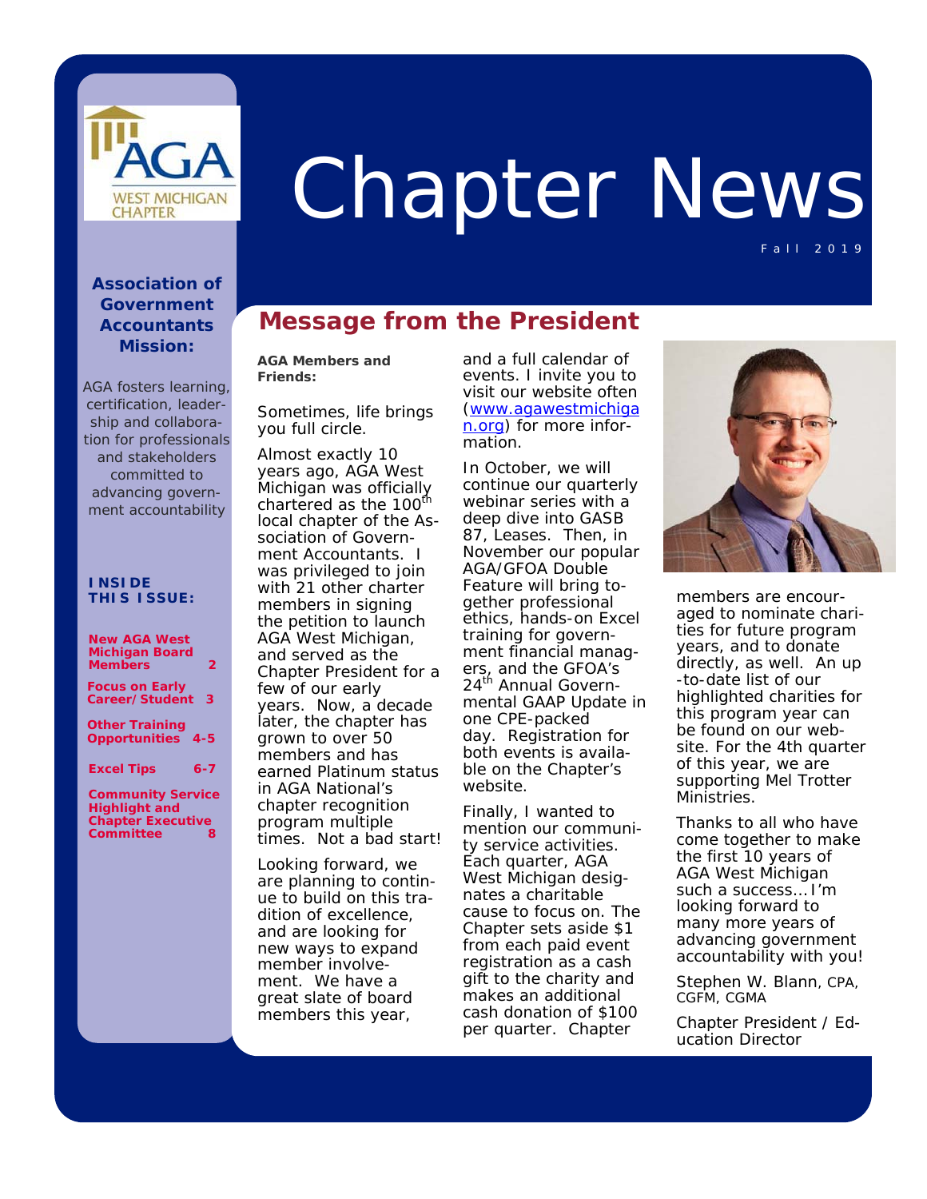# Chapter News

Fall 2019

**Association of Government Accountants Mission:**

AGA fosters learning, certification, leadership and collaboration for professionals and stakeholders committed to advancing government accountability

**INSIDE THIS ISSUE:**

| | |
|---|---|
| New AGA West Michigan Board Members | 2 |
| Focus on Early Career/Student | 3 |
| Other Training Opportunities | 4-5 |
| Excel Tips | 6-7 |
| Community Service Highlight and Chapter Executive Committee | 8 |

## Message from the President

**AGA Members and Friends:**

Sometimes, life brings you full circle.

Almost exactly 10 years ago, AGA West Michigan was officially chartered as the 100th local chapter of the Association of Government Accountants. I was privileged to join with 21 other charter members in signing the petition to launch AGA West Michigan, and served as the Chapter President for a few of our early years. Now, a decade later, the chapter has grown to over 50 members and has earned Platinum status in AGA National's chapter recognition program multiple times. Not a bad start!

Looking forward, we are planning to continue to build on this tradition of excellence, and are looking for new ways to expand member involvement. We have a great slate of board members this year, and a full calendar of events. I invite you to visit our website often (www.agawestmichigan.org) for more information.

In October, we will continue our quarterly webinar series with a deep dive into GASB 87, Leases. Then, in November our popular AGA/GFOA Double Feature will bring together professional ethics, hands-on Excel training for government financial managers, and the GFOA's 24th Annual Governmental GAAP Update in one CPE-packed day. Registration for both events is available on the Chapter's website.

Finally, I wanted to mention our community service activities. Each quarter, AGA West Michigan designates a charitable cause to focus on. The Chapter sets aside $1 from each paid event registration as a cash gift to the charity and makes an additional cash donation of $100 per quarter. Chapter members are encouraged to nominate charities for future program years, and to donate directly, as well. An up-to-date list of our highlighted charities for this program year can be found on our website. For the 4th quarter of this year, we are supporting Mel Trotter Ministries.

Thanks to all who have come together to make the first 10 years of AGA West Michigan such a success…I'm looking forward to many more years of advancing government accountability with you!

Stephen W. Blann, CPA, CGFM, CGMA

Chapter President / Education Director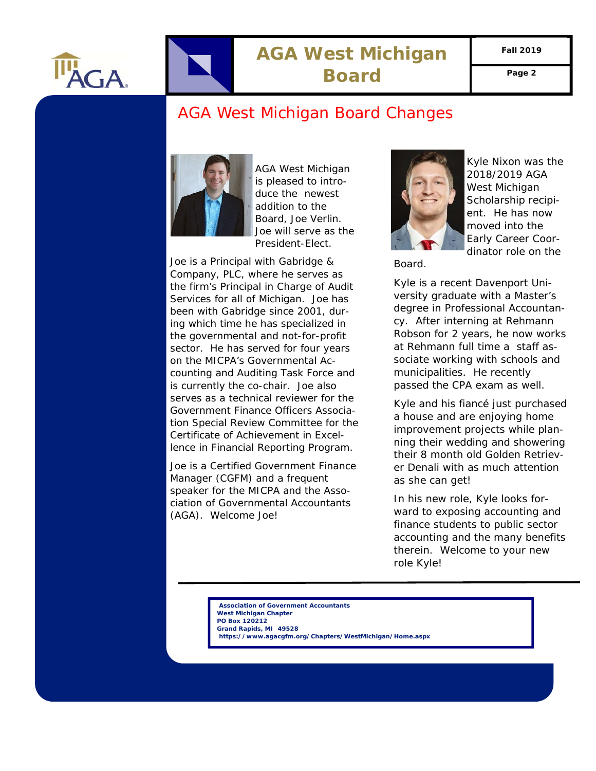## AGA West Michigan Board Changes

AGA West Michigan is pleased to introduce the newest addition to the Board, Joe Verlin. Joe will serve as the President-Elect.

Joe is a Principal with Gabridge & Company, PLC, where he serves as the firm's Principal in Charge of Audit Services for all of Michigan. Joe has been with Gabridge since 2001, during which time he has specialized in the governmental and not-for-profit sector. He has served for four years on the MICPA's Governmental Accounting and Auditing Task Force and is currently the co-chair. Joe also serves as a technical reviewer for the Government Finance Officers Association Special Review Committee for the Certificate of Achievement in Excellence in Financial Reporting Program.

Joe is a Certified Government Finance Manager (CGFM) and a frequent speaker for the MICPA and the Association of Governmental Accountants (AGA). Welcome Joe!

Kyle Nixon was the 2018/2019 AGA West Michigan Scholarship recipient. He has now moved into the Early Career Coordinator role on the Board.

Kyle is a recent Davenport University graduate with a Master's degree in Professional Accountancy. After interning at Rehmann Robson for 2 years, he now works at Rehmann full time a staff associate working with schools and municipalities. He recently passed the CPA exam as well.

Kyle and his fiancé just purchased a house and are enjoying home improvement projects while planning their wedding and showering their 8 month old Golden Retriever Denali with as much attention as she can get!

In his new role, Kyle looks forward to exposing accounting and finance students to public sector accounting and the many benefits therein. Welcome to your new role Kyle!

---

**Association of Government Accountants**
**West Michigan Chapter**
**PO Box 120212**
**Grand Rapids, MI 49528**
**https://www.agacgfm.org/Chapters/WestMichigan/Home.aspx**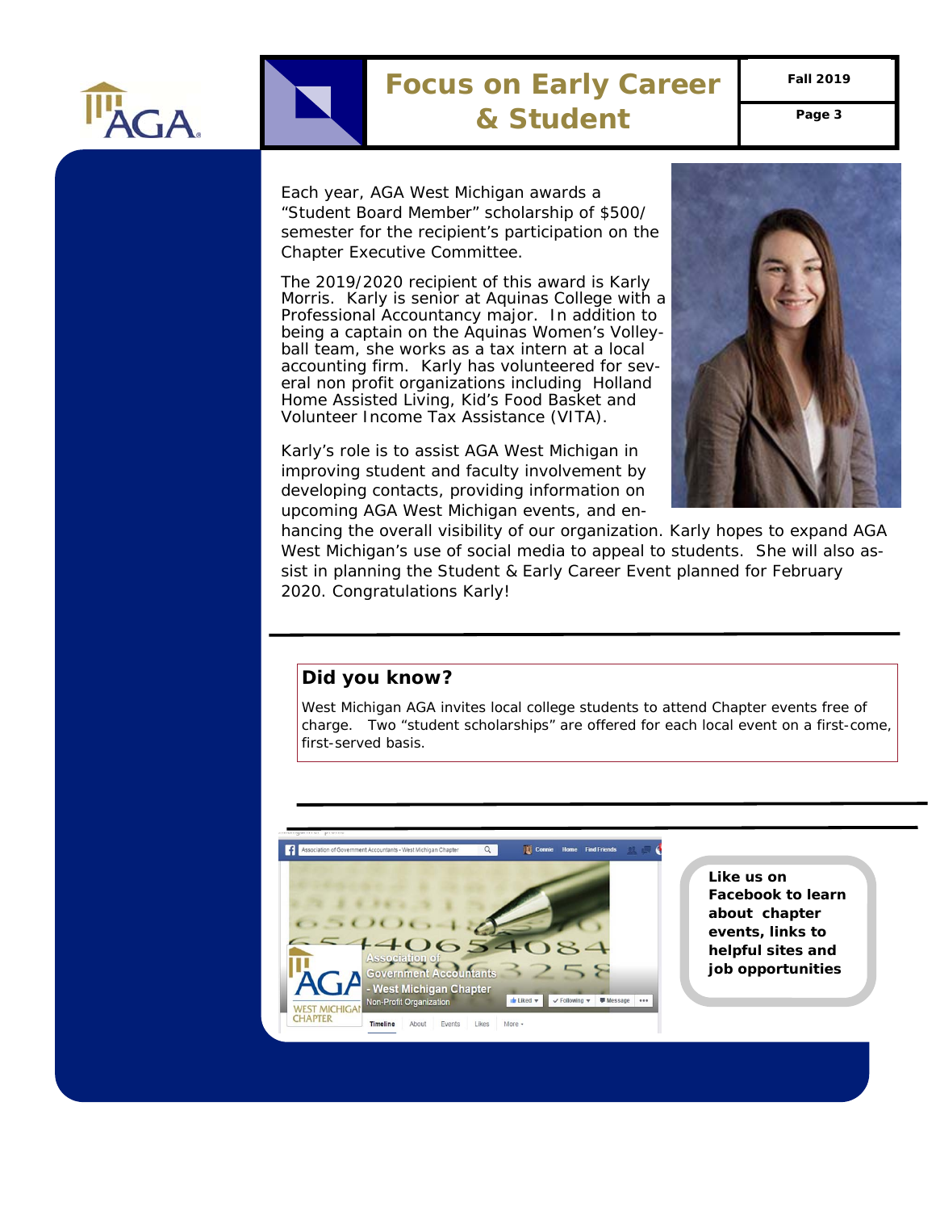# Focus on Early Career & Student

Each year, AGA West Michigan awards a "Student Board Member" scholarship of $500/semester for the recipient's participation on the Chapter Executive Committee.

The 2019/2020 recipient of this award is Karly Morris. Karly is senior at Aquinas College with a Professional Accountancy major. In addition to being a captain on the Aquinas Women's Volleyball team, she works as a tax intern at a local accounting firm. Karly has volunteered for several non profit organizations including Holland Home Assisted Living, Kid's Food Basket and Volunteer Income Tax Assistance (VITA).

Karly's role is to assist AGA West Michigan in improving student and faculty involvement by developing contacts, providing information on upcoming AGA West Michigan events, and enhancing the overall visibility of our organization. Karly hopes to expand AGA West Michigan's use of social media to appeal to students. She will also assist in planning the Student & Early Career Event planned for February 2020. Congratulations Karly!

---

## Did you know?

West Michigan AGA invites local college students to attend Chapter events free of charge. Two "student scholarships" are offered for each local event on a first-come, first-served basis.

---

**Like us on Facebook to learn about chapter events, links to helpful sites and job opportunities**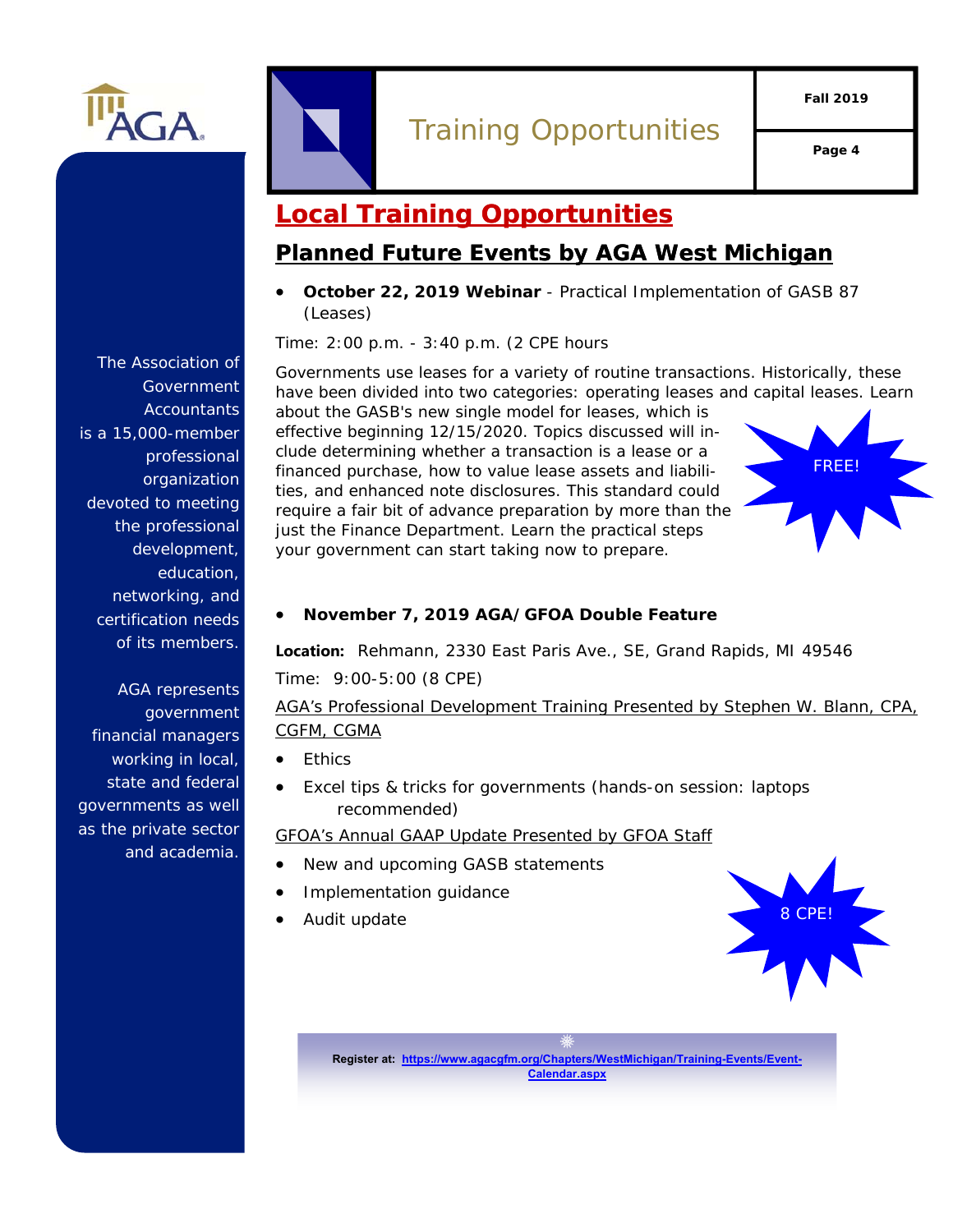# Training Opportunities

## Local Training Opportunities

### Planned Future Events by AGA West Michigan

- **October 22, 2019 Webinar** - Practical Implementation of GASB 87 (Leases)

Time: 2:00 p.m. - 3:40 p.m. (2 CPE hours

Governments use leases for a variety of routine transactions. Historically, these have been divided into two categories: operating leases and capital leases. Learn about the GASB's new single model for leases, which is effective beginning 12/15/2020. Topics discussed will include determining whether a transaction is a lease or a financed purchase, how to value lease assets and liabilities, and enhanced note disclosures. This standard could require a fair bit of advance preparation by more than the just the Finance Department. Learn the practical steps your government can start taking now to prepare.

FREE!

- **November 7, 2019 AGA/GFOA Double Feature**

**Location:** Rehmann, 2330 East Paris Ave., SE, Grand Rapids, MI 49546

Time: 9:00-5:00 (8 CPE)

AGA's Professional Development Training Presented by Stephen W. Blann, CPA, CGFM, CGMA

- Ethics
- Excel tips & tricks for governments (hands-on session: laptops recommended)

GFOA's Annual GAAP Update Presented by GFOA Staff

- New and upcoming GASB statements
- Implementation guidance
- Audit update

8 CPE!

**Register at:** https://www.agacgfm.org/Chapters/WestMichigan/Training-Events/Event-Calendar.aspx

The Association of Government Accountants is a 15,000-member professional organization devoted to meeting the professional development, education, networking, and certification needs of its members.

AGA represents government financial managers working in local, state and federal governments as well as the private sector and academia.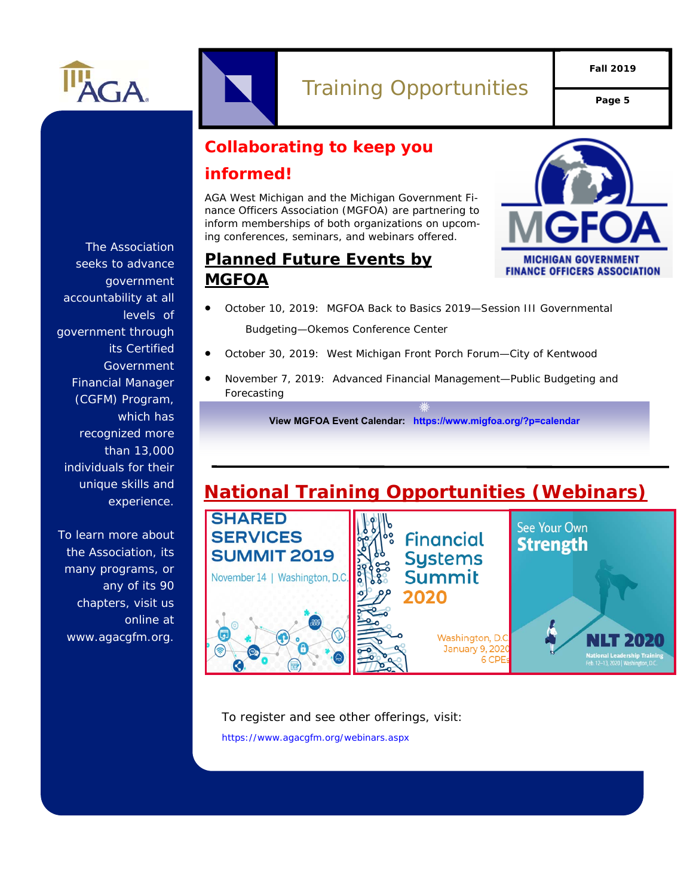# Training Opportunities

Fall 2019

## Collaborating to keep you informed!

AGA West Michigan and the Michigan Government Finance Officers Association (MGFOA) are partnering to inform memberships of both organizations on upcoming conferences, seminars, and webinars offered.

MGFOA
MICHIGAN GOVERNMENT FINANCE OFFICERS ASSOCIATION

## Planned Future Events by MGFOA

- October 10, 2019: MGFOA Back to Basics 2019—Session III Governmental Budgeting—Okemos Conference Center
- October 30, 2019: West Michigan Front Porch Forum—City of Kentwood
- November 7, 2019: Advanced Financial Management—Public Budgeting and Forecasting

**View MGFOA Event Calendar:** https://www.migfoa.org/?p=calendar

## National Training Opportunities (Webinars)

**SHARED SERVICES SUMMIT 2019**
November 14 | Washington, D.C.

**Financial Systems Summit 2020**
Washington, D.C.
January 9, 2020
6 CPEs

See Your Own **Strength**
**NLT 2020**
National Leadership Training
Feb. 12–13, 2020 | Washington, D.C.

To register and see other offerings, visit:

https://www.agacgfm.org/webinars.aspx

The Association seeks to advance government accountability at all levels of government through its Certified Government Financial Manager (CGFM) Program, which has recognized more than 13,000 individuals for their unique skills and experience.

To learn more about the Association, its many programs, or any of its 90 chapters, visit us online at www.agacgfm.org.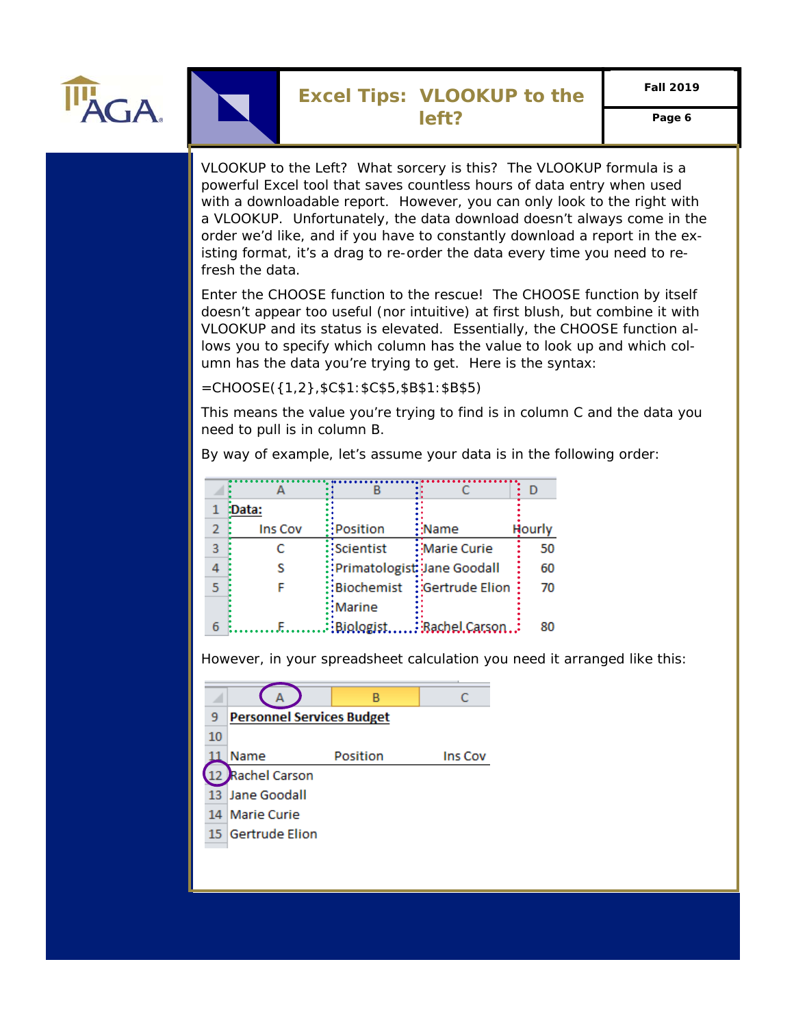# Excel Tips: VLOOKUP to the left?

VLOOKUP to the Left? What sorcery is this? The VLOOKUP formula is a powerful Excel tool that saves countless hours of data entry when used with a downloadable report. However, you can only look to the right with a VLOOKUP. Unfortunately, the data download doesn't always come in the order we'd like, and if you have to constantly download a report in the existing format, it's a drag to re-order the data every time you need to refresh the data.

Enter the CHOOSE function to the rescue! The CHOOSE function by itself doesn't appear too useful (nor intuitive) at first blush, but combine it with VLOOKUP and its status is elevated. Essentially, the CHOOSE function allows you to specify which column has the value to look up and which column has the data you're trying to get. Here is the syntax:

```
=CHOOSE({1,2},$C$1:$C$5,$B$1:$B$5)
```

This means the value you're trying to find is in column C and the data you need to pull is in column B.

By way of example, let's assume your data is in the following order:

| | A | B | C | D |
|---|---|---|---|---|
| 1 | Data: | | | |
| 2 | Ins Cov | Position | Name | Hourly |
| 3 | C | Scientist | Marie Curie | 50 |
| 4 | S | Primatologist | Jane Goodall | 60 |
| 5 | F | Biochemist | Gertrude Elion | 70 |
| 6 | F | Marine Biologist | Rachel Carson | 80 |

However, in your spreadsheet calculation you need it arranged like this:

| | A | B | C |
|---|---|---|---|
| 9 | Personnel Services Budget | | |
| 10 | | | |
| 11 | Name | Position | Ins Cov |
| 12 | Rachel Carson | | |
| 13 | Jane Goodall | | |
| 14 | Marie Curie | | |
| 15 | Gertrude Elion | | |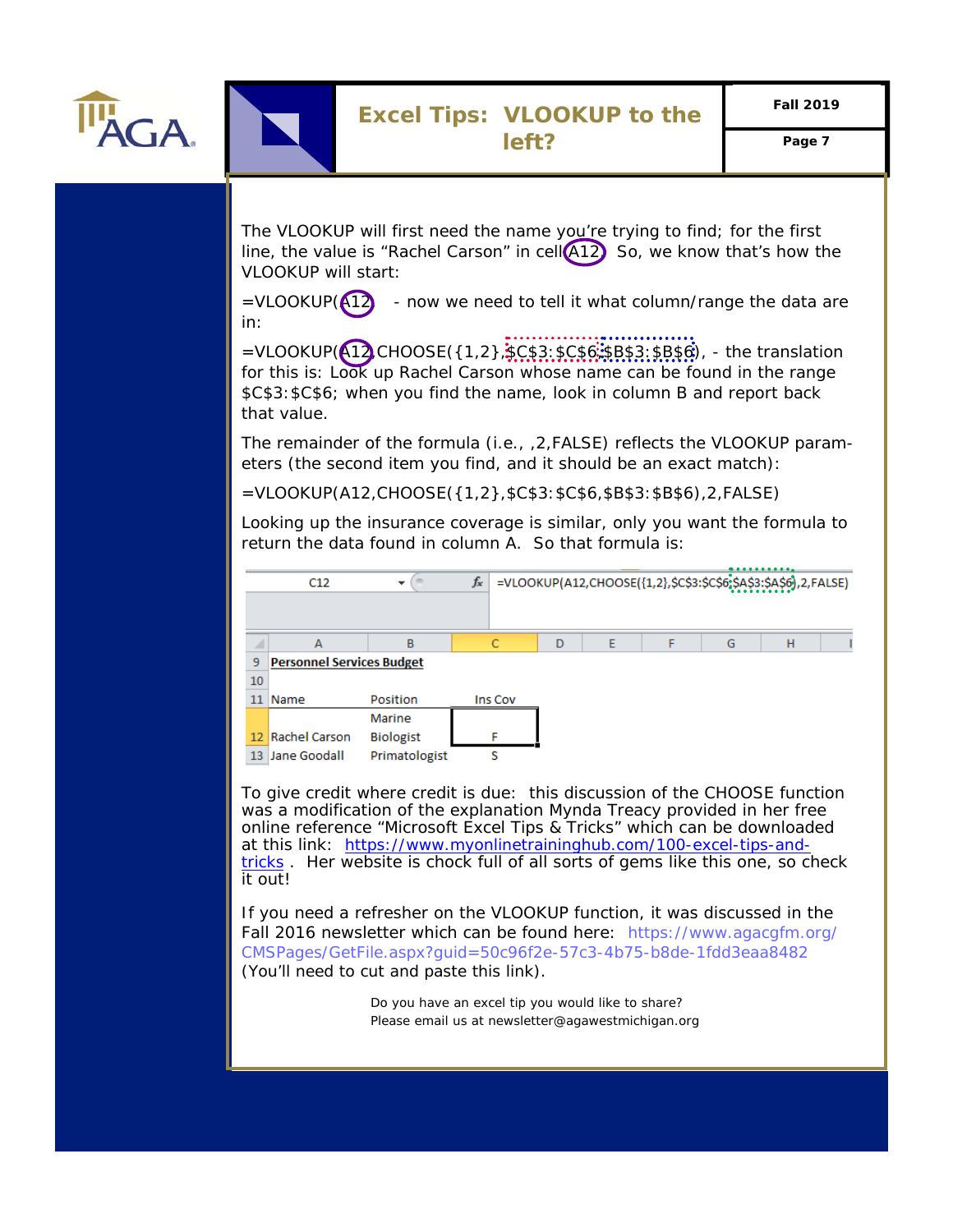# Excel Tips: VLOOKUP to the left?

The VLOOKUP will first need the name you're trying to find; for the first line, the value is "Rachel Carson" in cell A12. So, we know that's how the VLOOKUP will start:

=VLOOKUP(A12 - now we need to tell it what column/range the data are in:

=VLOOKUP(A12,CHOOSE({1,2},$C$3:$C$6,$B$3:$B$6), - the translation for this is: Look up Rachel Carson whose name can be found in the range $C$3:$C$6; when you find the name, look in column B and report back that value.

The remainder of the formula (i.e., ,2,FALSE) reflects the VLOOKUP parameters (the second item you find, and it should be an exact match):

=VLOOKUP(A12,CHOOSE({1,2},$C$3:$C$6,$B$3:$B$6),2,FALSE)

Looking up the insurance coverage is similar, only you want the formula to return the data found in column A. So that formula is:

C12 =VLOOKUP(A12,CHOOSE({1,2},$C$3:$C$6,$A$3:$A$6),2,FALSE)

| | A | B | C |
|---|---|---|---|
| 9 | **Personnel Services Budget** | | |
| 10 | | | |
| 11 | Name | Position | Ins Cov |
| 12 | Rachel Carson | Marine Biologist | F |
| 13 | Jane Goodall | Primatologist | S |

To give credit where credit is due: this discussion of the CHOOSE function was a modification of the explanation Mynda Treacy provided in her free online reference "Microsoft Excel Tips & Tricks" which can be downloaded at this link: https://www.myonlinetraininghub.com/100-excel-tips-and-tricks . Her website is chock full of all sorts of gems like this one, so check it out!

If you need a refresher on the VLOOKUP function, it was discussed in the Fall 2016 newsletter which can be found here: https://www.agacgfm.org/CMSPages/GetFile.aspx?guid=50c96f2e-57c3-4b75-8bde-1fdd3eaa8482 (You'll need to cut and paste this link).

Do you have an excel tip you would like to share?
Please email us at newsletter@agawestmichigan.org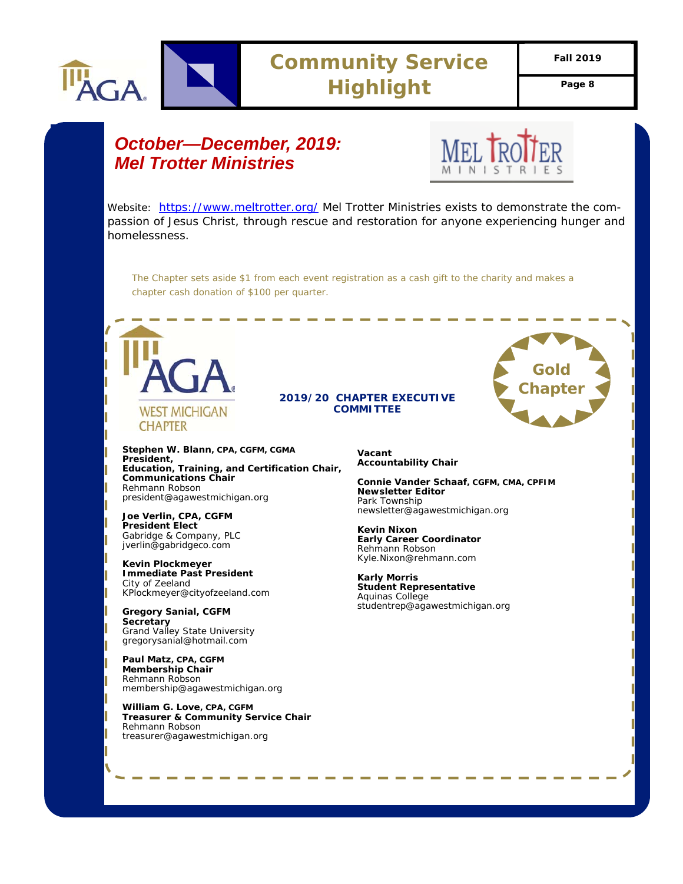# Community Service Highlight

Fall 2019

## October—December, 2019: Mel Trotter Ministries

MEL TROTTER MINISTRIES

Website: https://www.meltrotter.org/ Mel Trotter Ministries exists to demonstrate the compassion of Jesus Christ, through rescue and restoration for anyone experiencing hunger and homelessness.

The Chapter sets aside $1 from each event registration as a cash gift to the charity and makes a chapter cash donation of $100 per quarter.

AGA WEST MICHIGAN CHAPTER

**2019/20 CHAPTER EXECUTIVE COMMITTEE**

**Gold Chapter**

**Stephen W. Blann, CPA, CGFM, CGMA**
**President,**
**Education, Training, and Certification Chair,**
**Communications Chair**
Rehmann Robson
president@agawestmichigan.org

**Joe Verlin, CPA, CGFM**
**President Elect**
Gabridge & Company, PLC
jverlin@gabridgeco.com

**Kevin Plockmeyer**
**Immediate Past President**
City of Zeeland
KPlockmeyer@cityofzeeland.com

**Gregory Sanial, CGFM**
**Secretary**
Grand Valley State University
gregorysanial@hotmail.com

**Paul Matz, CPA, CGFM**
**Membership Chair**
Rehmann Robson
membership@agawestmichigan.org

**William G. Love, CPA, CGFM**
**Treasurer & Community Service Chair**
Rehmann Robson
treasurer@agawestmichigan.org

**Vacant**
**Accountability Chair**

**Connie Vander Schaaf, CGFM, CMA, CPFIM**
**Newsletter Editor**
Park Township
newsletter@agawestmichigan.org

**Kevin Nixon**
**Early Career Coordinator**
Rehmann Robson
Kyle.Nixon@rehmann.com

**Karly Morris**
**Student Representative**
Aquinas College
studentrep@agawestmichigan.org